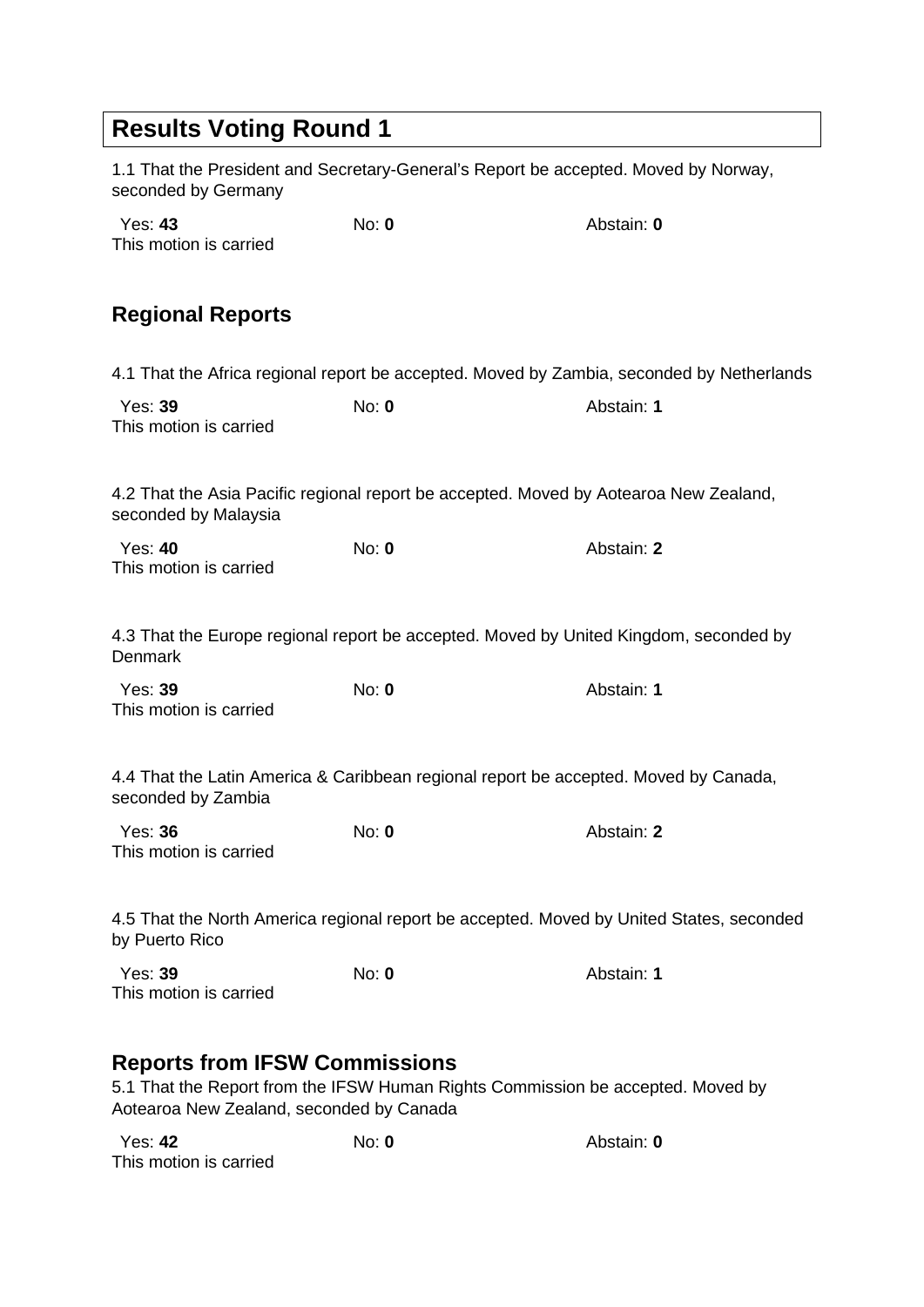# Results Voting Round 1

1.1 That the President and Secretary-General's Report be accepted. Moved by Norway, seconded by Germany

Yes: **43** No: **0** Abstain: **0**

This motion is carried

## Regional Reports

4.1 That the Africa regional report be accepted. Moved by Zambia, seconded by Netherlands

Yes: **39** No: **0** Abstain: **1**

This motion is carried

4.2 That the Asia Pacific regional report be accepted. Moved by Aotearoa New Zealand, seconded by Malaysia

Yes: **40** No: **0** Abstain: **2**

This motion is carried

4.3 That the Europe regional report be accepted. Moved by United Kingdom, seconded by Denmark

Yes: **39** No: **0** Abstain: **1**

This motion is carried

4.4 That the Latin America & Caribbean regional report be accepted. Moved by Canada, seconded by Zambia

Yes: **36** No: **0** Abstain: **2**

This motion is carried

4.5 That the North America regional report be accepted. Moved by United States, seconded by Puerto Rico

Yes: **39** No: **0** Abstain: **1**

This motion is carried

## Reports from IFSW Commissions

5.1 That the Report from the IFSW Human Rights Commission be accepted. Moved by Aotearoa New Zealand, seconded by Canada

Yes: **42** No: **0** Abstain: **0**

This motion is carried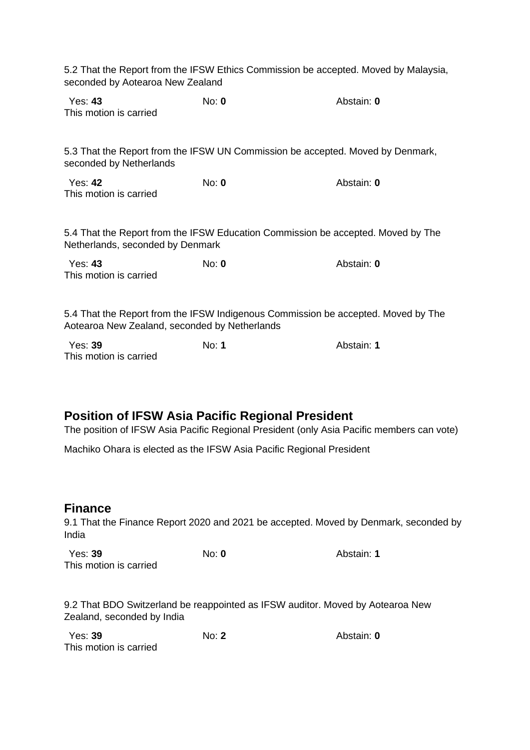5.2 That the Report from the IFSW Ethics Commission be accepted. Moved by Malaysia, seconded by Aotearoa New Zealand

Yes: **43** No: **0** Abstain: **0**
This motion is carried

5.3 That the Report from the IFSW UN Commission be accepted. Moved by Denmark, seconded by Netherlands

Yes: **42** No: **0** Abstain: **0**
This motion is carried

5.4 That the Report from the IFSW Education Commission be accepted. Moved by The Netherlands, seconded by Denmark

Yes: **43** No: **0** Abstain: **0**
This motion is carried

5.4 That the Report from the IFSW Indigenous Commission be accepted. Moved by The Aotearoa New Zealand, seconded by Netherlands

Yes: **39** No: **1** Abstain: **1**
This motion is carried

## Position of IFSW Asia Pacific Regional President

The position of IFSW Asia Pacific Regional President (only Asia Pacific members can vote)

Machiko Ohara is elected as the IFSW Asia Pacific Regional President

## Finance

9.1 That the Finance Report 2020 and 2021 be accepted. Moved by Denmark, seconded by India

Yes: **39** No: **0** Abstain: **1**
This motion is carried

9.2 That BDO Switzerland be reappointed as IFSW auditor. Moved by Aotearoa New Zealand, seconded by India

Yes: **39** No: **2** Abstain: **0**
This motion is carried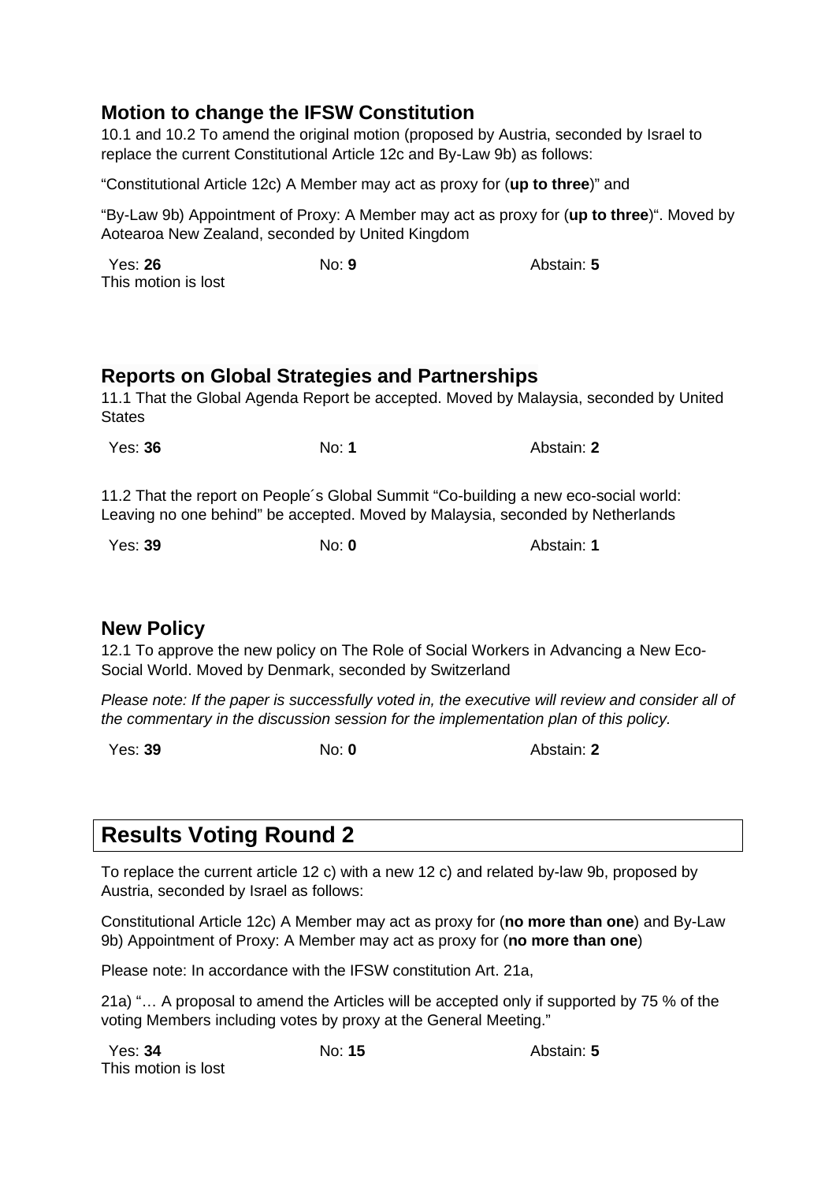## Motion to change the IFSW Constitution

10.1 and 10.2 To amend the original motion (proposed by Austria, seconded by Israel to replace the current Constitutional Article 12c and By-Law 9b) as follows:

"Constitutional Article 12c) A Member may act as proxy for (**up to three**)" and

"By-Law 9b) Appointment of Proxy: A Member may act as proxy for (**up to three**)". Moved by Aotearoa New Zealand, seconded by United Kingdom

| | | |
|---|---|---|
| Yes: **26** | No: **9** | Abstain: **5** |

This motion is lost

## Reports on Global Strategies and Partnerships

11.1 That the Global Agenda Report be accepted. Moved by Malaysia, seconded by United States

| | | |
|---|---|---|
| Yes: **36** | No: **1** | Abstain: **2** |

11.2 That the report on People´s Global Summit "Co-building a new eco-social world: Leaving no one behind" be accepted. Moved by Malaysia, seconded by Netherlands

| | | |
|---|---|---|
| Yes: **39** | No: **0** | Abstain: **1** |

## New Policy

12.1 To approve the new policy on The Role of Social Workers in Advancing a New Eco-Social World. Moved by Denmark, seconded by Switzerland

*Please note: If the paper is successfully voted in, the executive will review and consider all of the commentary in the discussion session for the implementation plan of this policy.*

| | | |
|---|---|---|
| Yes: **39** | No: **0** | Abstain: **2** |

## Results Voting Round 2

To replace the current article 12 c) with a new 12 c) and related by-law 9b, proposed by Austria, seconded by Israel as follows:

Constitutional Article 12c) A Member may act as proxy for (**no more than one**) and By-Law 9b) Appointment of Proxy: A Member may act as proxy for (**no more than one**)

Please note: In accordance with the IFSW constitution Art. 21a,

21a) "… A proposal to amend the Articles will be accepted only if supported by 75 % of the voting Members including votes by proxy at the General Meeting."

| | | |
|---|---|---|
| Yes: **34** | No: **15** | Abstain: **5** |

This motion is lost